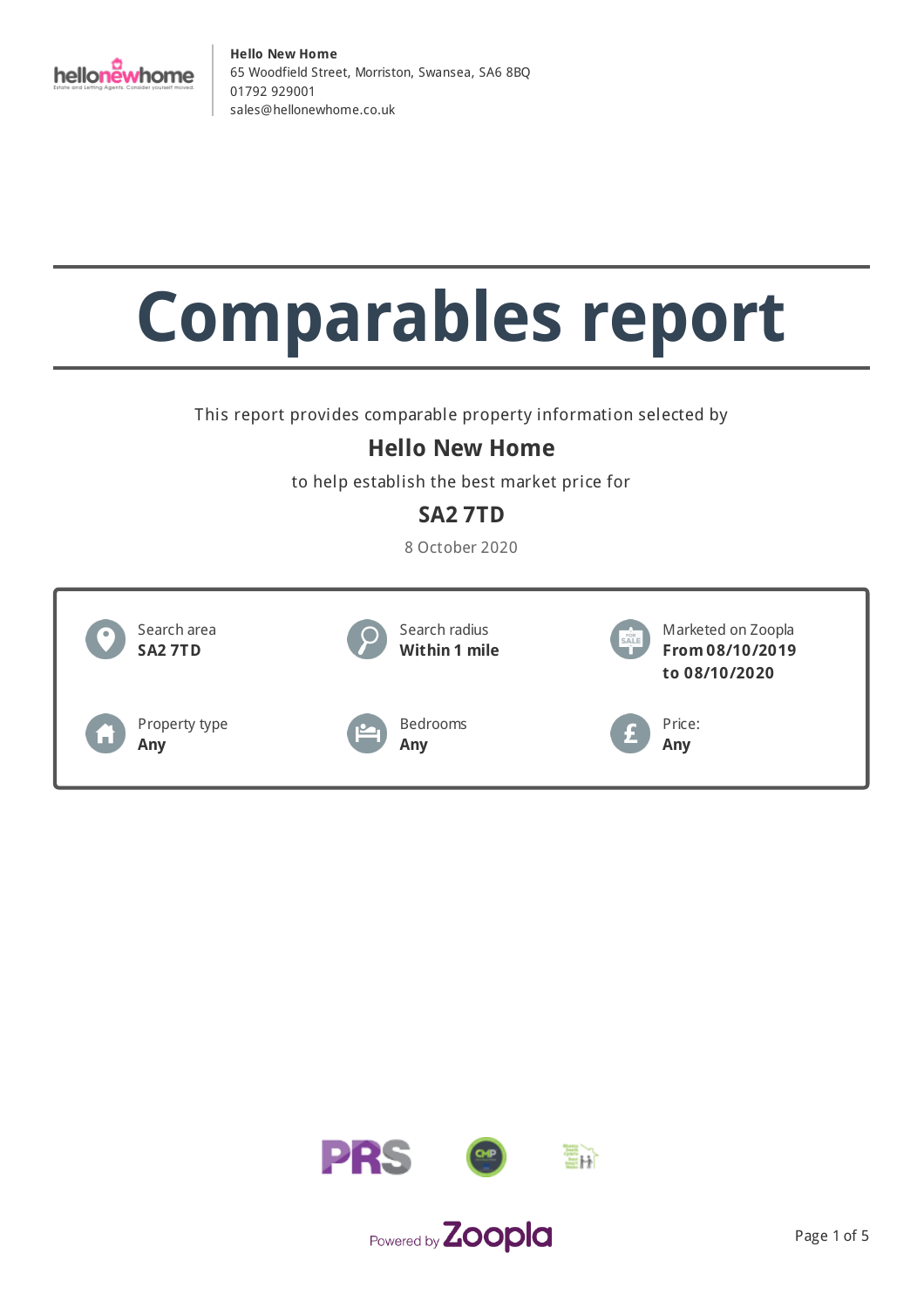**Hello New Home**
65 Woodfield Street, Morriston, Swansea, SA6 8BQ
01792 929001
sales@hellonewhome.co.uk

# Comparables report

This report provides comparable property information selected by

## Hello New Home

to help establish the best market price for

## SA2 7TD

8 October 2020

| | | |
|---|---|---|
| Search area **SA2 7TD** | Search radius **Within 1 mile** | Marketed on Zoopla **From 08/10/2019 to 08/10/2020** |
| Property type **Any** | Bedrooms **Any** | Price: **Any** |

Powered by Zoopla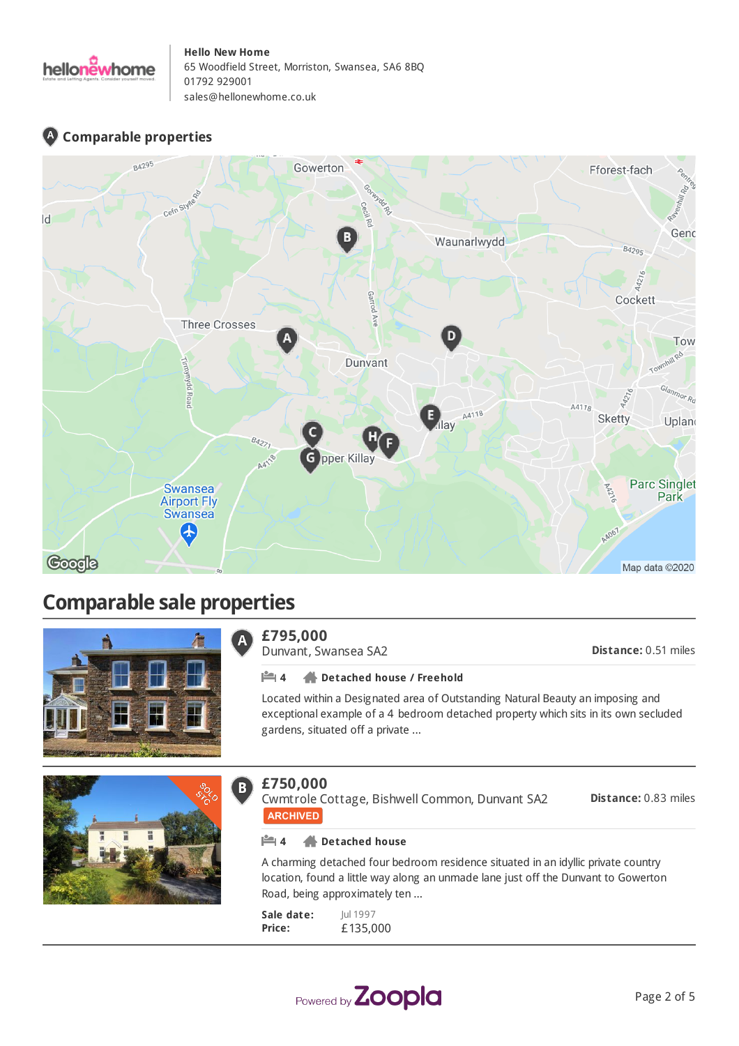**Hello New Home**
65 Woodfield Street, Morriston, Swansea, SA6 8BQ
01792 929001
sales@hellonewhome.co.uk

## Comparable properties

# Comparable sale properties

**A**

## £795,000

Dunvant, Swansea SA2

**Distance:** 0.51 miles

4 **Detached house / Freehold**

Located within a Designated area of Outstanding Natural Beauty an imposing and exceptional example of a 4 bedroom detached property which sits in its own secluded gardens, situated off a private ...

---

**B**

## £750,000

Cwmtrole Cottage, Bishwell Common, Dunvant SA2

**Distance:** 0.83 miles

ARCHIVED

4 **Detached house**

A charming detached four bedroom residence situated in an idyllic private country location, found a little way along an unmade lane just off the Dunvant to Gowerton Road, being approximately ten ...

**Sale date:** Jul 1997
**Price:** £135,000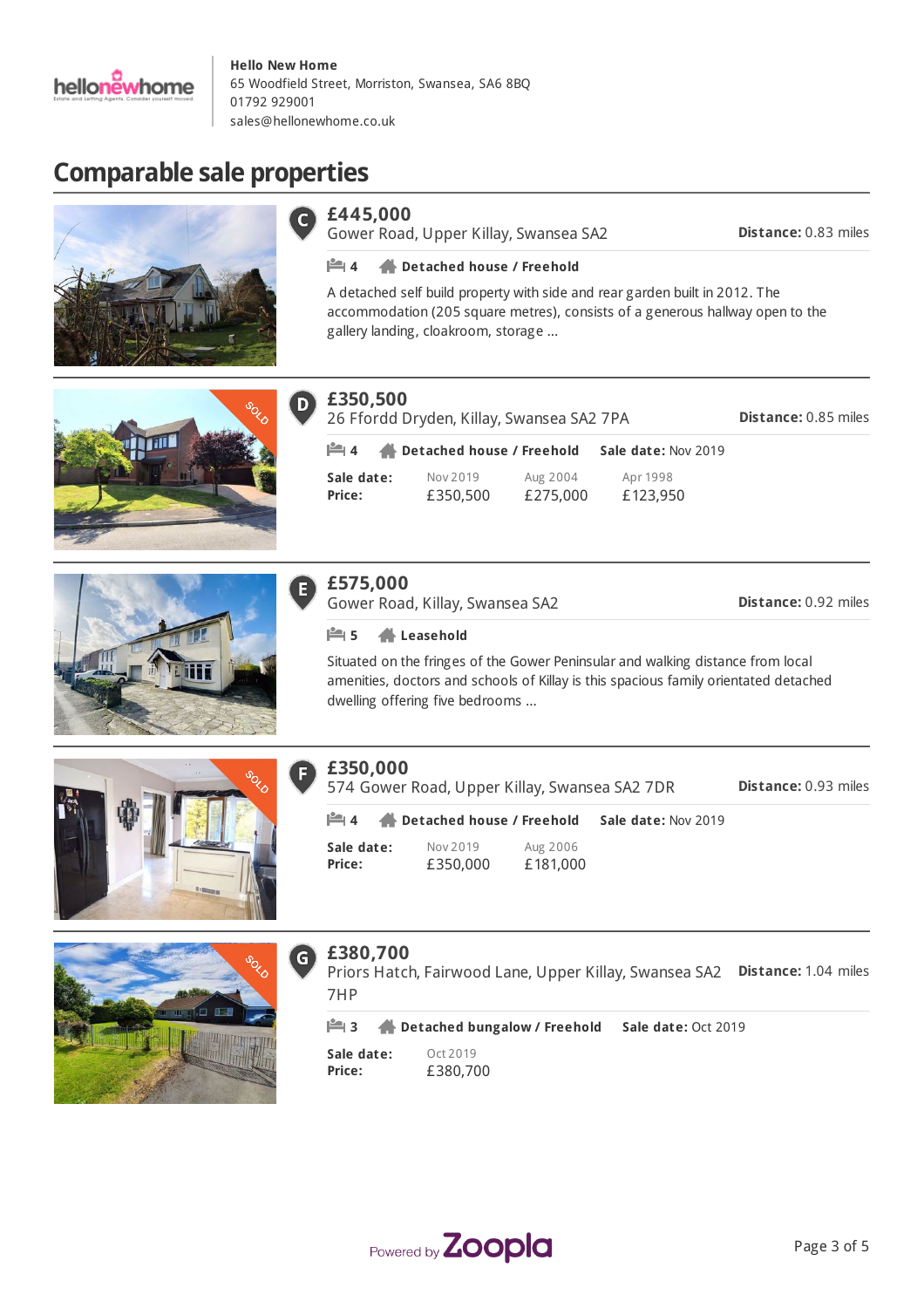**Hello New Home**
65 Woodfield Street, Morriston, Swansea, SA6 8BQ
01792 929001
sales@hellonewhome.co.uk

# Comparable sale properties

## C

### £445,000

Gower Road, Upper Killay, Swansea SA2

**Distance:** 0.83 miles

4 **Detached house / Freehold**

A detached self build property with side and rear garden built in 2012. The accommodation (205 square metres), consists of a generous hallway open to the gallery landing, cloakroom, storage ...

## D

### £350,500

26 Ffordd Dryden, Killay, Swansea SA2 7PA

**Distance:** 0.85 miles

4 **Detached house / Freehold** **Sale date:** Nov 2019

| **Sale date:** | Nov 2019 | Aug 2004 | Apr 1998 |
|---|---|---|---|
| **Price:** | £350,500 | £275,000 | £123,950 |

## E

### £575,000

Gower Road, Killay, Swansea SA2

**Distance:** 0.92 miles

5 **Leasehold**

Situated on the fringes of the Gower Peninsular and walking distance from local amenities, doctors and schools of Killay is this spacious family orientated detached dwelling offering five bedrooms ...

## F

### £350,000

574 Gower Road, Upper Killay, Swansea SA2 7DR

**Distance:** 0.93 miles

4 **Detached house / Freehold** **Sale date:** Nov 2019

| **Sale date:** | Nov 2019 | Aug 2006 |
|---|---|---|
| **Price:** | £350,000 | £181,000 |

## G

### £380,700

Priors Hatch, Fairwood Lane, Upper Killay, Swansea SA2 7HP

**Distance:** 1.04 miles

3 **Detached bungalow / Freehold** **Sale date:** Oct 2019

| **Sale date:** | Oct 2019 |
|---|---|
| **Price:** | £380,700 |

Powered by Zoopla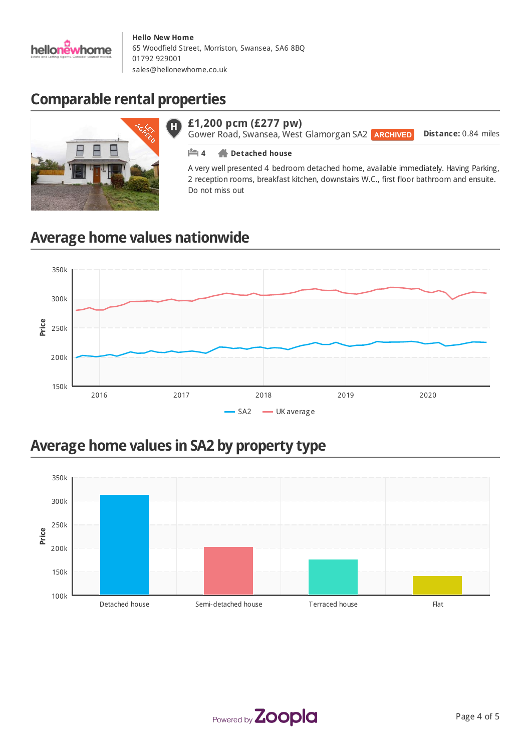**Hello New Home**
65 Woodfield Street, Morriston, Swansea, SA6 8BQ
01792 929001
sales@hellonewhome.co.uk

## Comparable rental properties

**£1,200 pcm (£277 pw)**
Gower Road, Swansea, West Glamorgan SA2 ARCHIVED **Distance:** 0.84 miles

4 **Detached house**

A very well presented 4 bedroom detached home, available immediately. Having Parking, 2 reception rooms, breakfast kitchen, downstairs W.C., first floor bathroom and ensuite. Do not miss out

## Average home values nationwide

## Average home values in SA2 by property type

Powered by Zoopla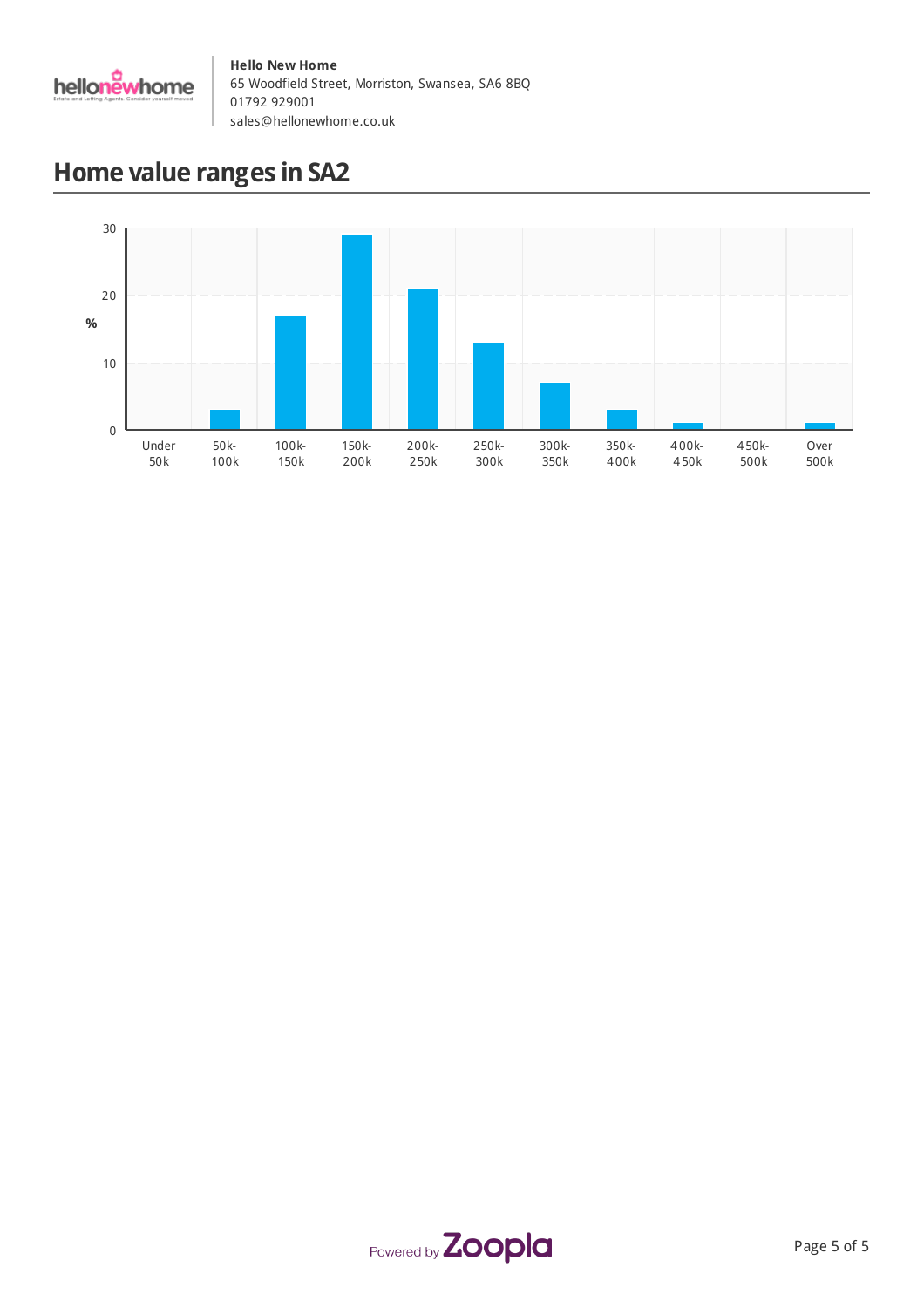Hello New Home
65 Woodfield Street, Morriston, Swansea, SA6 8BQ
01792 929001
sales@hellonewhome.co.uk

# Home value ranges in SA2

30
20
%
10
0

Under 50k
50k-100k
100k-150k
150k-200k
200k-250k
250k-300k
300k-350k
350k-400k
400k-450k
450k-500k
Over 500k

Powered by Zoopla